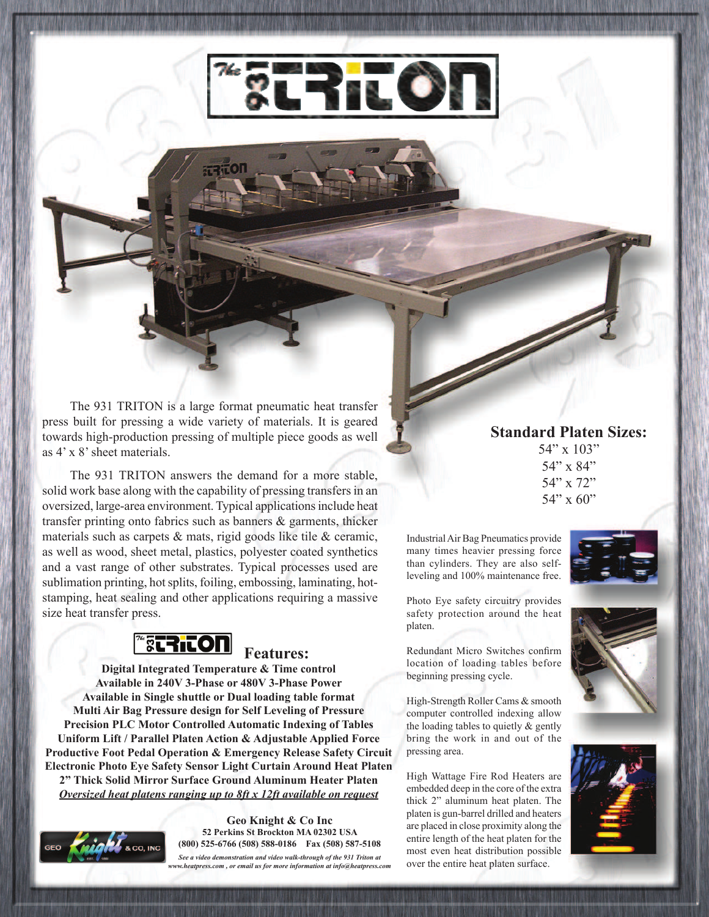# The 931 TRITON

The 931 TRITON is a large format pneumatic heat transfer press built for pressing a wide variety of materials. It is geared towards high-production pressing of multiple piece goods as well as 4' x 8' sheet materials.

The 931 TRITON answers the demand for a more stable, solid work base along with the capability of pressing transfers in an oversized, large-area environment. Typical applications include heat transfer printing onto fabrics such as banners & garments, thicker materials such as carpets & mats, rigid goods like tile & ceramic, as well as wood, sheet metal, plastics, polyester coated synthetics and a vast range of other substrates. Typical processes used are sublimation printing, hot splits, foiling, embossing, laminating, hot-stamping, heat sealing and other applications requiring a massive size heat transfer press.

## The 931 TRITON Features:

**Digital Integrated Temperature & Time control**
**Available in 240V 3-Phase or 480V 3-Phase Power**
**Available in Single shuttle or Dual loading table format**
**Multi Air Bag Pressure design for Self Leveling of Pressure**
**Precision PLC Motor Controlled Automatic Indexing of Tables**
**Uniform Lift / Parallel Platen Action & Adjustable Applied Force**
**Productive Foot Pedal Operation & Emergency Release Safety Circuit**
**Electronic Photo Eye Safety Sensor Light Curtain Around Heat Platen**
**2" Thick Solid Mirror Surface Ground Aluminum Heater Platen**
***Oversized heat platens ranging up to 8ft x 12ft available on request***

## Standard Platen Sizes:

54" x 103"
54" x 84"
54" x 72"
54" x 60"

Industrial Air Bag Pneumatics provide many times heavier pressing force than cylinders. They are also self-leveling and 100% maintenance free.

Photo Eye safety circuitry provides safety protection around the heat platen.

Redundant Micro Switches confirm location of loading tables before beginning pressing cycle.

High-Strength Roller Cams & smooth computer controlled indexing allow the loading tables to quietly & gently bring the work in and out of the pressing area.

High Wattage Fire Rod Heaters are embedded deep in the core of the extra thick 2" aluminum heat platen. The platen is gun-barrel drilled and heaters are placed in close proximity along the entire length of the heat platen for the most even heat distribution possible over the entire heat platen surface.

**Geo Knight & Co Inc**
**52 Perkins St Brockton MA 02302 USA**
**(800) 525-6766 (508) 588-0186 Fax (508) 587-5108**

*See a video demonstration and video walk-through of the 931 Triton at www.heatpress.com , or email us for more information at info@heatpress.com*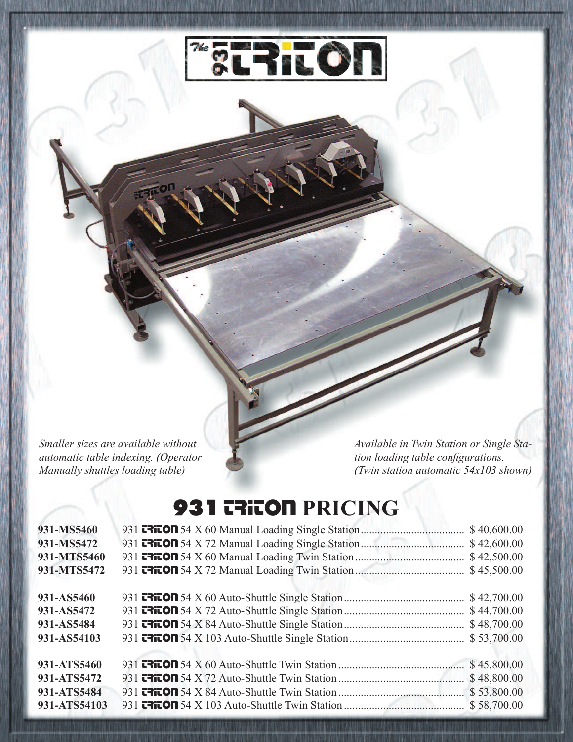*Smaller sizes are available without automatic table indexing. (Operator Manually shuttles loading table)*

*Available in Twin Station or Single Station loading table configurations. (Twin station automatic 54x103 shown)*

# 931 TRITON PRICING

| | | |
|---|---|---|
| **931-MS5460** | 931 TRITON 54 X 60 Manual Loading Single Station | $ 40,600.00 |
| **931-MS5472** | 931 TRITON 54 X 72 Manual Loading Single Station | $ 42,600.00 |
| **931-MTS5460** | 931 TRITON 54 X 60 Manual Loading Twin Station | $ 42,500.00 |
| **931-MTS5472** | 931 TRITON 54 X 72 Manual Loading Twin Station | $ 45,500.00 |
| | | |
| **931-AS5460** | 931 TRITON 54 X 60 Auto-Shuttle Single Station | $ 42,700.00 |
| **931-AS5472** | 931 TRITON 54 X 72 Auto-Shuttle Single Station | $ 44,700.00 |
| **931-AS5484** | 931 TRITON 54 X 84 Auto-Shuttle Single Station | $ 48,700.00 |
| **931-AS54103** | 931 TRITON 54 X 103 Auto-Shuttle Single Station | $ 53,700.00 |
| | | |
| **931-ATS5460** | 931 TRITON 54 X 60 Auto-Shuttle Twin Station | $ 45,800.00 |
| **931-ATS5472** | 931 TRITON 54 X 72 Auto-Shuttle Twin Station | $ 48,800.00 |
| **931-ATS5484** | 931 TRITON 54 X 84 Auto-Shuttle Twin Station | $ 53,800.00 |
| **931-ATS54103** | 931 TRITON 54 X 103 Auto-Shuttle Twin Station | $ 58,700.00 |